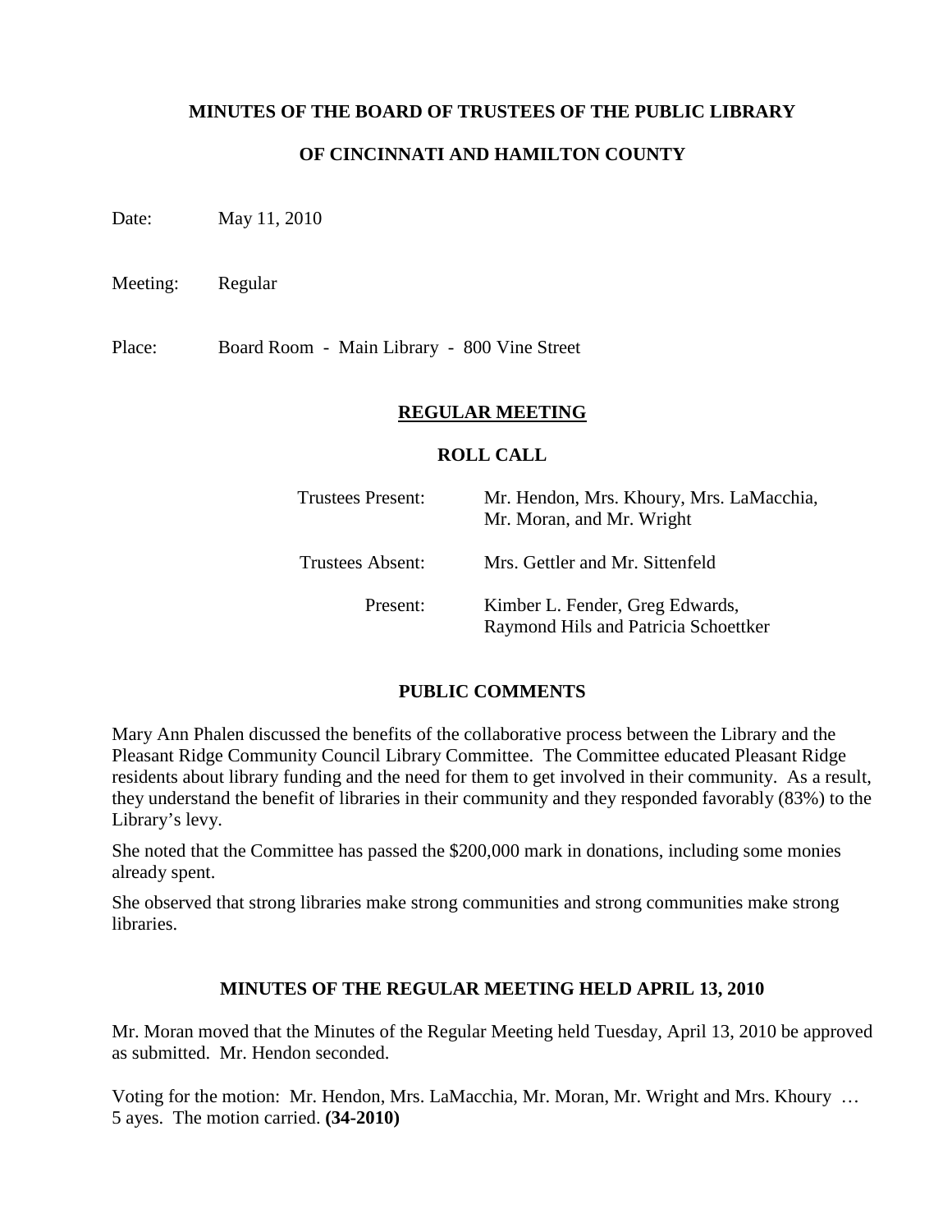# MINUTES OF THE BOARD OF TRUSTEES OF THE PUBLIC LIBRARY

# OF CINCINNATI AND HAMILTON COUNTY

Date: May 11, 2010

Meeting: Regular

Place: Board Room - Main Library - 800 Vine Street

## REGULAR MEETING

### ROLL CALL

| | |
|---|---|
| Trustees Present: | Mr. Hendon, Mrs. Khoury, Mrs. LaMacchia, Mr. Moran, and Mr. Wright |
| Trustees Absent: | Mrs. Gettler and Mr. Sittenfeld |
| Present: | Kimber L. Fender, Greg Edwards, Raymond Hils and Patricia Schoettker |

### PUBLIC COMMENTS

Mary Ann Phalen discussed the benefits of the collaborative process between the Library and the Pleasant Ridge Community Council Library Committee. The Committee educated Pleasant Ridge residents about library funding and the need for them to get involved in their community. As a result, they understand the benefit of libraries in their community and they responded favorably (83%) to the Library's levy.

She noted that the Committee has passed the $200,000 mark in donations, including some monies already spent.

She observed that strong libraries make strong communities and strong communities make strong libraries.

### MINUTES OF THE REGULAR MEETING HELD APRIL 13, 2010

Mr. Moran moved that the Minutes of the Regular Meeting held Tuesday, April 13, 2010 be approved as submitted. Mr. Hendon seconded.

Voting for the motion: Mr. Hendon, Mrs. LaMacchia, Mr. Moran, Mr. Wright and Mrs. Khoury … 5 ayes. The motion carried. **(34-2010)**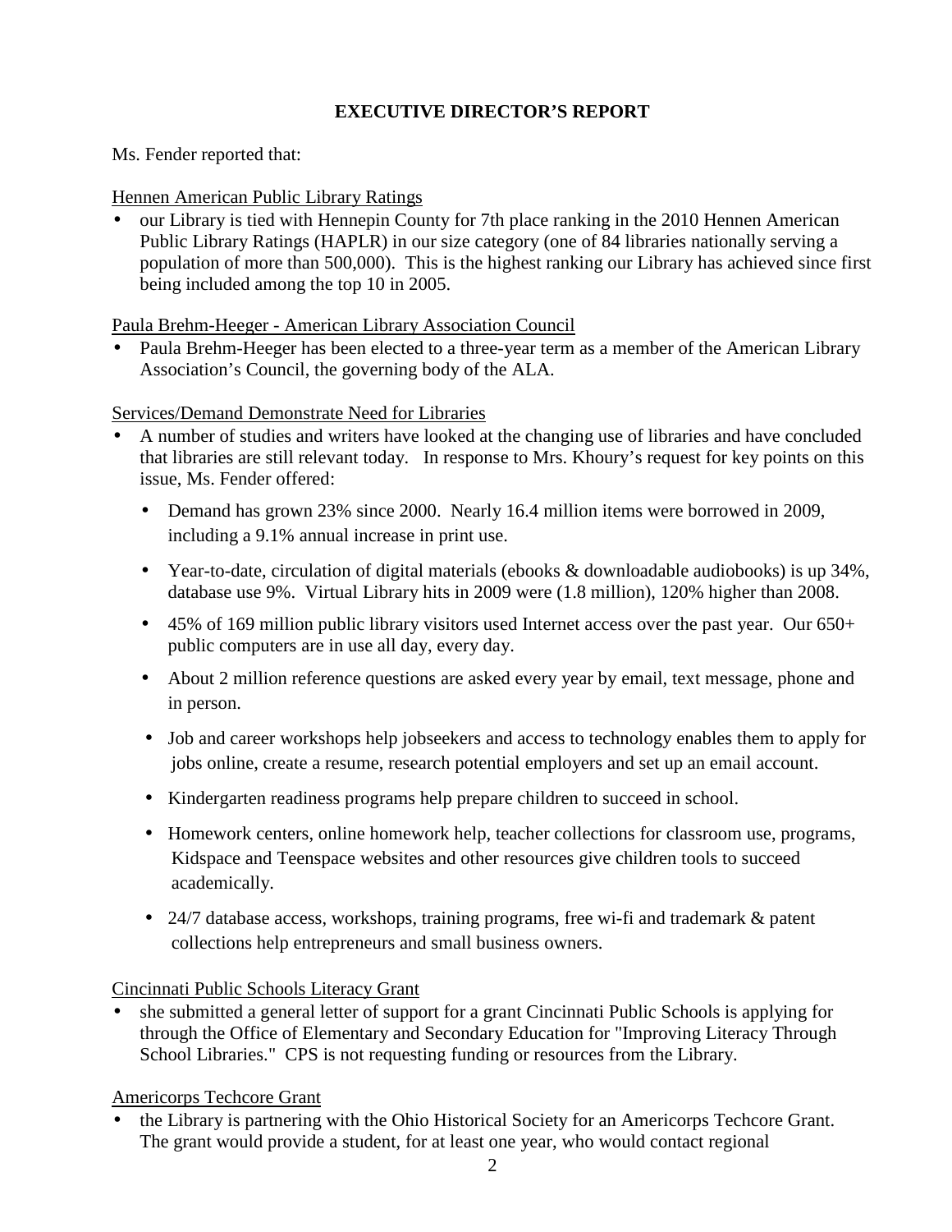## EXECUTIVE DIRECTOR'S REPORT

Ms. Fender reported that:

Hennen American Public Library Ratings

- our Library is tied with Hennepin County for 7th place ranking in the 2010 Hennen American Public Library Ratings (HAPLR) in our size category (one of 84 libraries nationally serving a population of more than 500,000). This is the highest ranking our Library has achieved since first being included among the top 10 in 2005.

Paula Brehm-Heeger - American Library Association Council

- Paula Brehm-Heeger has been elected to a three-year term as a member of the American Library Association's Council, the governing body of the ALA.

Services/Demand Demonstrate Need for Libraries

- A number of studies and writers have looked at the changing use of libraries and have concluded that libraries are still relevant today. In response to Mrs. Khoury's request for key points on this issue, Ms. Fender offered:
  - Demand has grown 23% since 2000. Nearly 16.4 million items were borrowed in 2009, including a 9.1% annual increase in print use.
  - Year-to-date, circulation of digital materials (ebooks & downloadable audiobooks) is up 34%, database use 9%. Virtual Library hits in 2009 were (1.8 million), 120% higher than 2008.
  - 45% of 169 million public library visitors used Internet access over the past year. Our 650+ public computers are in use all day, every day.
  - About 2 million reference questions are asked every year by email, text message, phone and in person.
  - Job and career workshops help jobseekers and access to technology enables them to apply for jobs online, create a resume, research potential employers and set up an email account.
  - Kindergarten readiness programs help prepare children to succeed in school.
  - Homework centers, online homework help, teacher collections for classroom use, programs, Kidspace and Teenspace websites and other resources give children tools to succeed academically.
  - 24/7 database access, workshops, training programs, free wi-fi and trademark & patent collections help entrepreneurs and small business owners.

Cincinnati Public Schools Literacy Grant

- she submitted a general letter of support for a grant Cincinnati Public Schools is applying for through the Office of Elementary and Secondary Education for "Improving Literacy Through School Libraries." CPS is not requesting funding or resources from the Library.

Americorps Techcore Grant

- the Library is partnering with the Ohio Historical Society for an Americorps Techcore Grant. The grant would provide a student, for at least one year, who would contact regional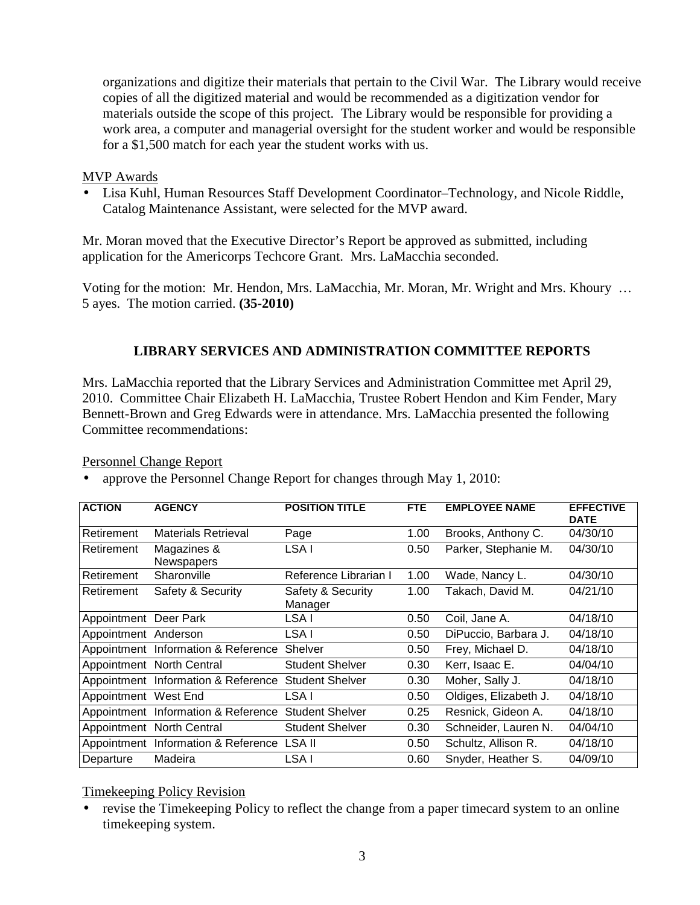organizations and digitize their materials that pertain to the Civil War. The Library would receive copies of all the digitized material and would be recommended as a digitization vendor for materials outside the scope of this project. The Library would be responsible for providing a work area, a computer and managerial oversight for the student worker and would be responsible for a $1,500 match for each year the student works with us.

MVP Awards

- Lisa Kuhl, Human Resources Staff Development Coordinator–Technology, and Nicole Riddle, Catalog Maintenance Assistant, were selected for the MVP award.

Mr. Moran moved that the Executive Director's Report be approved as submitted, including application for the Americorps Techcore Grant. Mrs. LaMacchia seconded.

Voting for the motion: Mr. Hendon, Mrs. LaMacchia, Mr. Moran, Mr. Wright and Mrs. Khoury … 5 ayes. The motion carried. **(35-2010)**

## LIBRARY SERVICES AND ADMINISTRATION COMMITTEE REPORTS

Mrs. LaMacchia reported that the Library Services and Administration Committee met April 29, 2010. Committee Chair Elizabeth H. LaMacchia, Trustee Robert Hendon and Kim Fender, Mary Bennett-Brown and Greg Edwards were in attendance. Mrs. LaMacchia presented the following Committee recommendations:

Personnel Change Report

- approve the Personnel Change Report for changes through May 1, 2010:

| ACTION | AGENCY | POSITION TITLE | FTE | EMPLOYEE NAME | EFFECTIVE DATE |
|---|---|---|---|---|---|
| Retirement | Materials Retrieval | Page | 1.00 | Brooks, Anthony C. | 04/30/10 |
| Retirement | Magazines & Newspapers | LSA I | 0.50 | Parker, Stephanie M. | 04/30/10 |
| Retirement | Sharonville | Reference Librarian I | 1.00 | Wade, Nancy L. | 04/30/10 |
| Retirement | Safety & Security | Safety & Security Manager | 1.00 | Takach, David M. | 04/21/10 |
| Appointment | Deer Park | LSA I | 0.50 | Coil, Jane A. | 04/18/10 |
| Appointment | Anderson | LSA I | 0.50 | DiPuccio, Barbara J. | 04/18/10 |
| Appointment | Information & Reference | Shelver | 0.50 | Frey, Michael D. | 04/18/10 |
| Appointment | North Central | Student Shelver | 0.30 | Kerr, Isaac E. | 04/04/10 |
| Appointment | Information & Reference | Student Shelver | 0.30 | Moher, Sally J. | 04/18/10 |
| Appointment | West End | LSA I | 0.50 | Oldiges, Elizabeth J. | 04/18/10 |
| Appointment | Information & Reference | Student Shelver | 0.25 | Resnick, Gideon A. | 04/18/10 |
| Appointment | North Central | Student Shelver | 0.30 | Schneider, Lauren N. | 04/04/10 |
| Appointment | Information & Reference | LSA II | 0.50 | Schultz, Allison R. | 04/18/10 |
| Departure | Madeira | LSA I | 0.60 | Snyder, Heather S. | 04/09/10 |

Timekeeping Policy Revision

- revise the Timekeeping Policy to reflect the change from a paper timecard system to an online timekeeping system.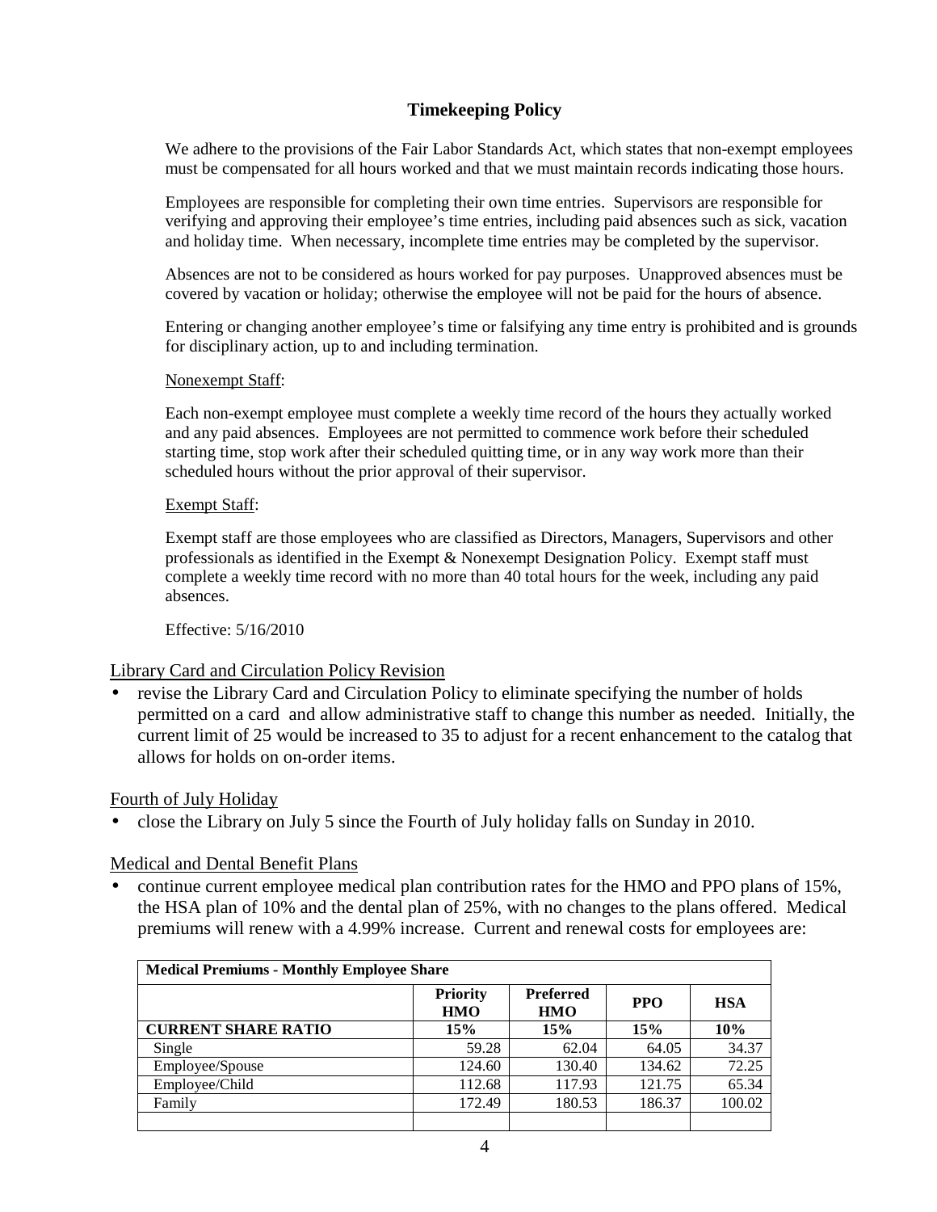## Timekeeping Policy

We adhere to the provisions of the Fair Labor Standards Act, which states that non-exempt employees must be compensated for all hours worked and that we must maintain records indicating those hours.

Employees are responsible for completing their own time entries. Supervisors are responsible for verifying and approving their employee's time entries, including paid absences such as sick, vacation and holiday time. When necessary, incomplete time entries may be completed by the supervisor.

Absences are not to be considered as hours worked for pay purposes. Unapproved absences must be covered by vacation or holiday; otherwise the employee will not be paid for the hours of absence.

Entering or changing another employee's time or falsifying any time entry is prohibited and is grounds for disciplinary action, up to and including termination.

Nonexempt Staff:

Each non-exempt employee must complete a weekly time record of the hours they actually worked and any paid absences. Employees are not permitted to commence work before their scheduled starting time, stop work after their scheduled quitting time, or in any way work more than their scheduled hours without the prior approval of their supervisor.

Exempt Staff:

Exempt staff are those employees who are classified as Directors, Managers, Supervisors and other professionals as identified in the Exempt & Nonexempt Designation Policy. Exempt staff must complete a weekly time record with no more than 40 total hours for the week, including any paid absences.

Effective: 5/16/2010

Library Card and Circulation Policy Revision

- revise the Library Card and Circulation Policy to eliminate specifying the number of holds permitted on a card and allow administrative staff to change this number as needed. Initially, the current limit of 25 would be increased to 35 to adjust for a recent enhancement to the catalog that allows for holds on on-order items.

Fourth of July Holiday

- close the Library on July 5 since the Fourth of July holiday falls on Sunday in 2010.

Medical and Dental Benefit Plans

- continue current employee medical plan contribution rates for the HMO and PPO plans of 15%, the HSA plan of 10% and the dental plan of 25%, with no changes to the plans offered. Medical premiums will renew with a 4.99% increase. Current and renewal costs for employees are:

| **Medical Premiums - Monthly Employee Share** | | | | |
|---|---|---|---|---|
| | **Priority HMO** | **Preferred HMO** | **PPO** | **HSA** |
| **CURRENT SHARE RATIO** | **15%** | **15%** | **15%** | **10%** |
| Single | 59.28 | 62.04 | 64.05 | 34.37 |
| Employee/Spouse | 124.60 | 130.40 | 134.62 | 72.25 |
| Employee/Child | 112.68 | 117.93 | 121.75 | 65.34 |
| Family | 172.49 | 180.53 | 186.37 | 100.02 |
| | | | | |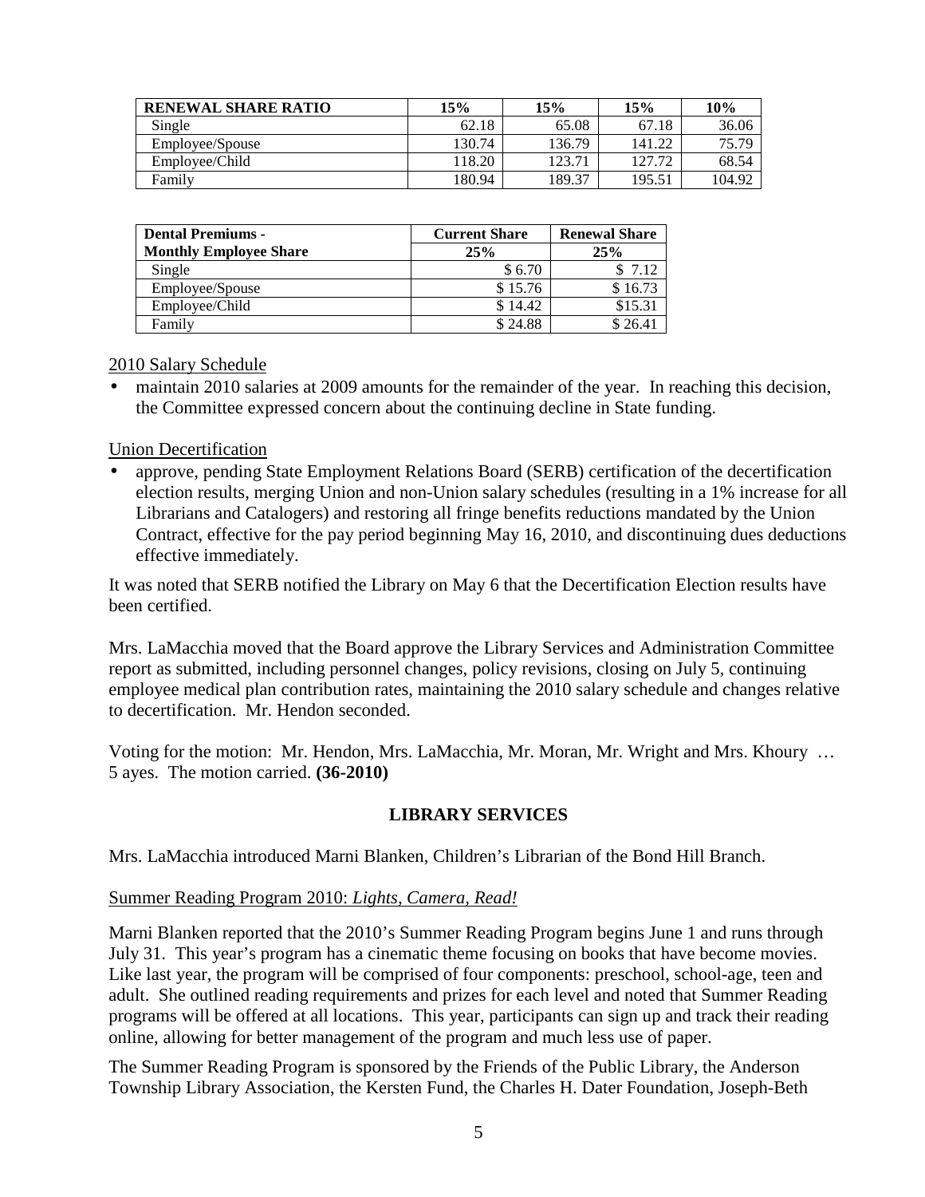| RENEWAL SHARE RATIO | 15% | 15% | 15% | 10% |
|---|---|---|---|---|
| Single | 62.18 | 65.08 | 67.18 | 36.06 |
| Employee/Spouse | 130.74 | 136.79 | 141.22 | 75.79 |
| Employee/Child | 118.20 | 123.71 | 127.72 | 68.54 |
| Family | 180.94 | 189.37 | 195.51 | 104.92 |

| Dental Premiums - Monthly Employee Share | Current Share 25% | Renewal Share 25% |
|---|---|---|
| Single | $ 6.70 | $ 7.12 |
| Employee/Spouse | $ 15.76 | $ 16.73 |
| Employee/Child | $ 14.42 | $15.31 |
| Family | $ 24.88 | $ 26.41 |

2010 Salary Schedule

- maintain 2010 salaries at 2009 amounts for the remainder of the year. In reaching this decision, the Committee expressed concern about the continuing decline in State funding.

Union Decertification

- approve, pending State Employment Relations Board (SERB) certification of the decertification election results, merging Union and non-Union salary schedules (resulting in a 1% increase for all Librarians and Catalogers) and restoring all fringe benefits reductions mandated by the Union Contract, effective for the pay period beginning May 16, 2010, and discontinuing dues deductions effective immediately.

It was noted that SERB notified the Library on May 6 that the Decertification Election results have been certified.

Mrs. LaMacchia moved that the Board approve the Library Services and Administration Committee report as submitted, including personnel changes, policy revisions, closing on July 5, continuing employee medical plan contribution rates, maintaining the 2010 salary schedule and changes relative to decertification. Mr. Hendon seconded.

Voting for the motion: Mr. Hendon, Mrs. LaMacchia, Mr. Moran, Mr. Wright and Mrs. Khoury … 5 ayes. The motion carried. **(36-2010)**

## LIBRARY SERVICES

Mrs. LaMacchia introduced Marni Blanken, Children's Librarian of the Bond Hill Branch.

Summer Reading Program 2010: *Lights, Camera, Read!*

Marni Blanken reported that the 2010's Summer Reading Program begins June 1 and runs through July 31. This year's program has a cinematic theme focusing on books that have become movies. Like last year, the program will be comprised of four components: preschool, school-age, teen and adult. She outlined reading requirements and prizes for each level and noted that Summer Reading programs will be offered at all locations. This year, participants can sign up and track their reading online, allowing for better management of the program and much less use of paper.

The Summer Reading Program is sponsored by the Friends of the Public Library, the Anderson Township Library Association, the Kersten Fund, the Charles H. Dater Foundation, Joseph-Beth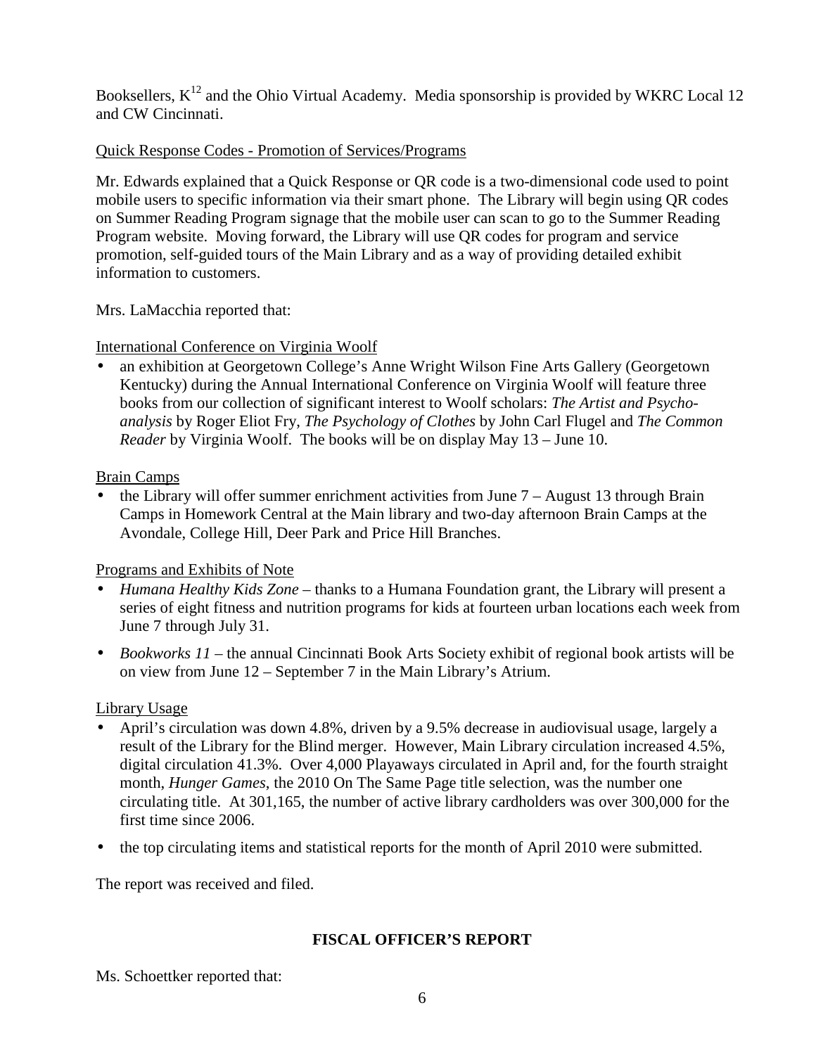Booksellers, $K^{12}$ and the Ohio Virtual Academy. Media sponsorship is provided by WKRC Local 12 and CW Cincinnati.

<u>Quick Response Codes - Promotion of Services/Programs</u>

Mr. Edwards explained that a Quick Response or QR code is a two-dimensional code used to point mobile users to specific information via their smart phone. The Library will begin using QR codes on Summer Reading Program signage that the mobile user can scan to go to the Summer Reading Program website. Moving forward, the Library will use QR codes for program and service promotion, self-guided tours of the Main Library and as a way of providing detailed exhibit information to customers.

Mrs. LaMacchia reported that:

<u>International Conference on Virginia Woolf</u>

- an exhibition at Georgetown College's Anne Wright Wilson Fine Arts Gallery (Georgetown Kentucky) during the Annual International Conference on Virginia Woolf will feature three books from our collection of significant interest to Woolf scholars: *The Artist and Psycho-analysis* by Roger Eliot Fry, *The Psychology of Clothes* by John Carl Flugel and *The Common Reader* by Virginia Woolf. The books will be on display May 13 – June 10.

<u>Brain Camps</u>

- the Library will offer summer enrichment activities from June 7 – August 13 through Brain Camps in Homework Central at the Main library and two-day afternoon Brain Camps at the Avondale, College Hill, Deer Park and Price Hill Branches.

<u>Programs and Exhibits of Note</u>

- *Humana Healthy Kids Zone* – thanks to a Humana Foundation grant, the Library will present a series of eight fitness and nutrition programs for kids at fourteen urban locations each week from June 7 through July 31.
- *Bookworks 11* – the annual Cincinnati Book Arts Society exhibit of regional book artists will be on view from June 12 – September 7 in the Main Library's Atrium.

<u>Library Usage</u>

- April's circulation was down 4.8%, driven by a 9.5% decrease in audiovisual usage, largely a result of the Library for the Blind merger. However, Main Library circulation increased 4.5%, digital circulation 41.3%. Over 4,000 Playaways circulated in April and, for the fourth straight month, *Hunger Games*, the 2010 On The Same Page title selection, was the number one circulating title. At 301,165, the number of active library cardholders was over 300,000 for the first time since 2006.
- the top circulating items and statistical reports for the month of April 2010 were submitted.

The report was received and filed.

## FISCAL OFFICER'S REPORT

Ms. Schoettker reported that: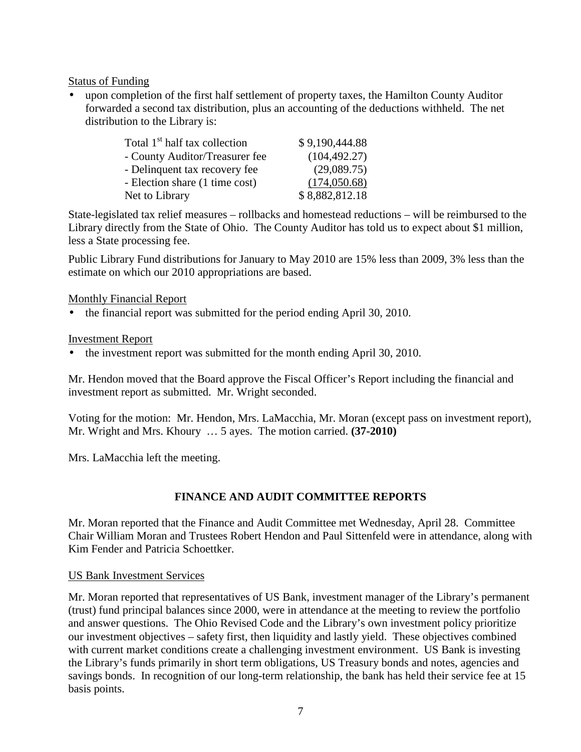Status of Funding

- upon completion of the first half settlement of property taxes, the Hamilton County Auditor forwarded a second tax distribution, plus an accounting of the deductions withheld. The net distribution to the Library is:

| | |
|---|---|
| Total 1st half tax collection | $ 9,190,444.88 |
| - County Auditor/Treasurer fee | (104,492.27) |
| - Delinquent tax recovery fee | (29,089.75) |
| - Election share (1 time cost) | (174,050.68) |
| Net to Library | $ 8,882,812.18 |

State-legislated tax relief measures – rollbacks and homestead reductions – will be reimbursed to the Library directly from the State of Ohio. The County Auditor has told us to expect about $1 million, less a State processing fee.

Public Library Fund distributions for January to May 2010 are 15% less than 2009, 3% less than the estimate on which our 2010 appropriations are based.

Monthly Financial Report

- the financial report was submitted for the period ending April 30, 2010.

Investment Report

- the investment report was submitted for the month ending April 30, 2010.

Mr. Hendon moved that the Board approve the Fiscal Officer's Report including the financial and investment report as submitted. Mr. Wright seconded.

Voting for the motion: Mr. Hendon, Mrs. LaMacchia, Mr. Moran (except pass on investment report), Mr. Wright and Mrs. Khoury … 5 ayes. The motion carried. **(37-2010)**

Mrs. LaMacchia left the meeting.

## FINANCE AND AUDIT COMMITTEE REPORTS

Mr. Moran reported that the Finance and Audit Committee met Wednesday, April 28. Committee Chair William Moran and Trustees Robert Hendon and Paul Sittenfeld were in attendance, along with Kim Fender and Patricia Schoettker.

US Bank Investment Services

Mr. Moran reported that representatives of US Bank, investment manager of the Library's permanent (trust) fund principal balances since 2000, were in attendance at the meeting to review the portfolio and answer questions. The Ohio Revised Code and the Library's own investment policy prioritize our investment objectives – safety first, then liquidity and lastly yield. These objectives combined with current market conditions create a challenging investment environment. US Bank is investing the Library's funds primarily in short term obligations, US Treasury bonds and notes, agencies and savings bonds. In recognition of our long-term relationship, the bank has held their service fee at 15 basis points.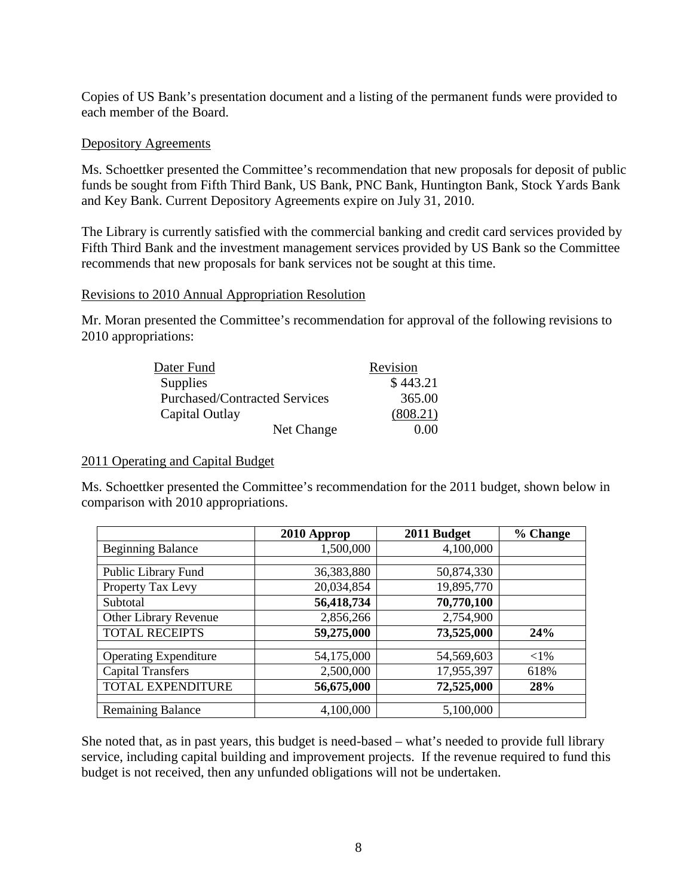Copies of US Bank's presentation document and a listing of the permanent funds were provided to each member of the Board.

Depository Agreements

Ms. Schoettker presented the Committee's recommendation that new proposals for deposit of public funds be sought from Fifth Third Bank, US Bank, PNC Bank, Huntington Bank, Stock Yards Bank and Key Bank. Current Depository Agreements expire on July 31, 2010.

The Library is currently satisfied with the commercial banking and credit card services provided by Fifth Third Bank and the investment management services provided by US Bank so the Committee recommends that new proposals for bank services not be sought at this time.

Revisions to 2010 Annual Appropriation Resolution

Mr. Moran presented the Committee's recommendation for approval of the following revisions to 2010 appropriations:

| Dater Fund | Revision |
|---|---|
| Supplies | $ 443.21 |
| Purchased/Contracted Services | 365.00 |
| Capital Outlay | (808.21) |
| Net Change | 0.00 |

2011 Operating and Capital Budget

Ms. Schoettker presented the Committee's recommendation for the 2011 budget, shown below in comparison with 2010 appropriations.

| | 2010 Approp | 2011 Budget | % Change |
|---|---|---|---|
| Beginning Balance | 1,500,000 | 4,100,000 | |
| | | | |
| Public Library Fund | 36,383,880 | 50,874,330 | |
| Property Tax Levy | 20,034,854 | 19,895,770 | |
| Subtotal | **56,418,734** | **70,770,100** | |
| Other Library Revenue | 2,856,266 | 2,754,900 | |
| TOTAL RECEIPTS | **59,275,000** | **73,525,000** | **24%** |
| | | | |
| Operating Expenditure | 54,175,000 | 54,569,603 | <1% |
| Capital Transfers | 2,500,000 | 17,955,397 | 618% |
| TOTAL EXPENDITURE | **56,675,000** | **72,525,000** | **28%** |
| | | | |
| Remaining Balance | 4,100,000 | 5,100,000 | |

She noted that, as in past years, this budget is need-based – what's needed to provide full library service, including capital building and improvement projects. If the revenue required to fund this budget is not received, then any unfunded obligations will not be undertaken.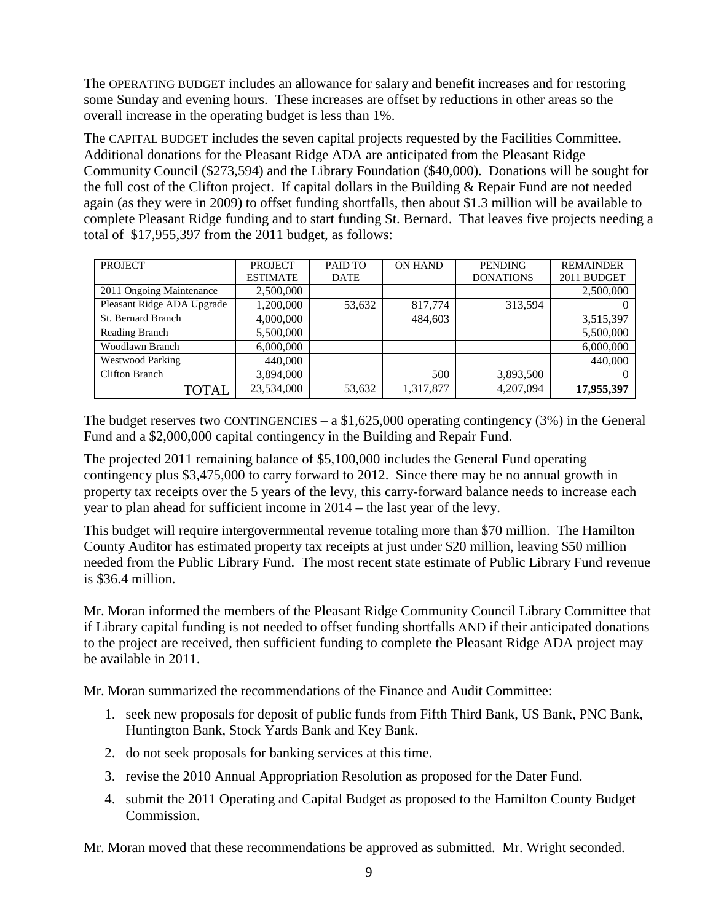The OPERATING BUDGET includes an allowance for salary and benefit increases and for restoring some Sunday and evening hours. These increases are offset by reductions in other areas so the overall increase in the operating budget is less than 1%.

The CAPITAL BUDGET includes the seven capital projects requested by the Facilities Committee. Additional donations for the Pleasant Ridge ADA are anticipated from the Pleasant Ridge Community Council ($273,594) and the Library Foundation ($40,000). Donations will be sought for the full cost of the Clifton project. If capital dollars in the Building & Repair Fund are not needed again (as they were in 2009) to offset funding shortfalls, then about $1.3 million will be available to complete Pleasant Ridge funding and to start funding St. Bernard. That leaves five projects needing a total of $17,955,397 from the 2011 budget, as follows:

| PROJECT | PROJECT ESTIMATE | PAID TO DATE | ON HAND | PENDING DONATIONS | REMAINDER 2011 BUDGET |
|---|---|---|---|---|---|
| 2011 Ongoing Maintenance | 2,500,000 | | | | 2,500,000 |
| Pleasant Ridge ADA Upgrade | 1,200,000 | 53,632 | 817,774 | 313,594 | 0 |
| St. Bernard Branch | 4,000,000 | | 484,603 | | 3,515,397 |
| Reading Branch | 5,500,000 | | | | 5,500,000 |
| Woodlawn Branch | 6,000,000 | | | | 6,000,000 |
| Westwood Parking | 440,000 | | | | 440,000 |
| Clifton Branch | 3,894,000 | | 500 | 3,893,500 | 0 |
| TOTAL | 23,534,000 | 53,632 | 1,317,877 | 4,207,094 | **17,955,397** |

The budget reserves two CONTINGENCIES – a $1,625,000 operating contingency (3%) in the General Fund and a $2,000,000 capital contingency in the Building and Repair Fund.

The projected 2011 remaining balance of $5,100,000 includes the General Fund operating contingency plus $3,475,000 to carry forward to 2012. Since there may be no annual growth in property tax receipts over the 5 years of the levy, this carry-forward balance needs to increase each year to plan ahead for sufficient income in 2014 – the last year of the levy.

This budget will require intergovernmental revenue totaling more than $70 million. The Hamilton County Auditor has estimated property tax receipts at just under $20 million, leaving $50 million needed from the Public Library Fund. The most recent state estimate of Public Library Fund revenue is $36.4 million.

Mr. Moran informed the members of the Pleasant Ridge Community Council Library Committee that if Library capital funding is not needed to offset funding shortfalls AND if their anticipated donations to the project are received, then sufficient funding to complete the Pleasant Ridge ADA project may be available in 2011.

Mr. Moran summarized the recommendations of the Finance and Audit Committee:

1. seek new proposals for deposit of public funds from Fifth Third Bank, US Bank, PNC Bank, Huntington Bank, Stock Yards Bank and Key Bank.
2. do not seek proposals for banking services at this time.
3. revise the 2010 Annual Appropriation Resolution as proposed for the Dater Fund.
4. submit the 2011 Operating and Capital Budget as proposed to the Hamilton County Budget Commission.

Mr. Moran moved that these recommendations be approved as submitted. Mr. Wright seconded.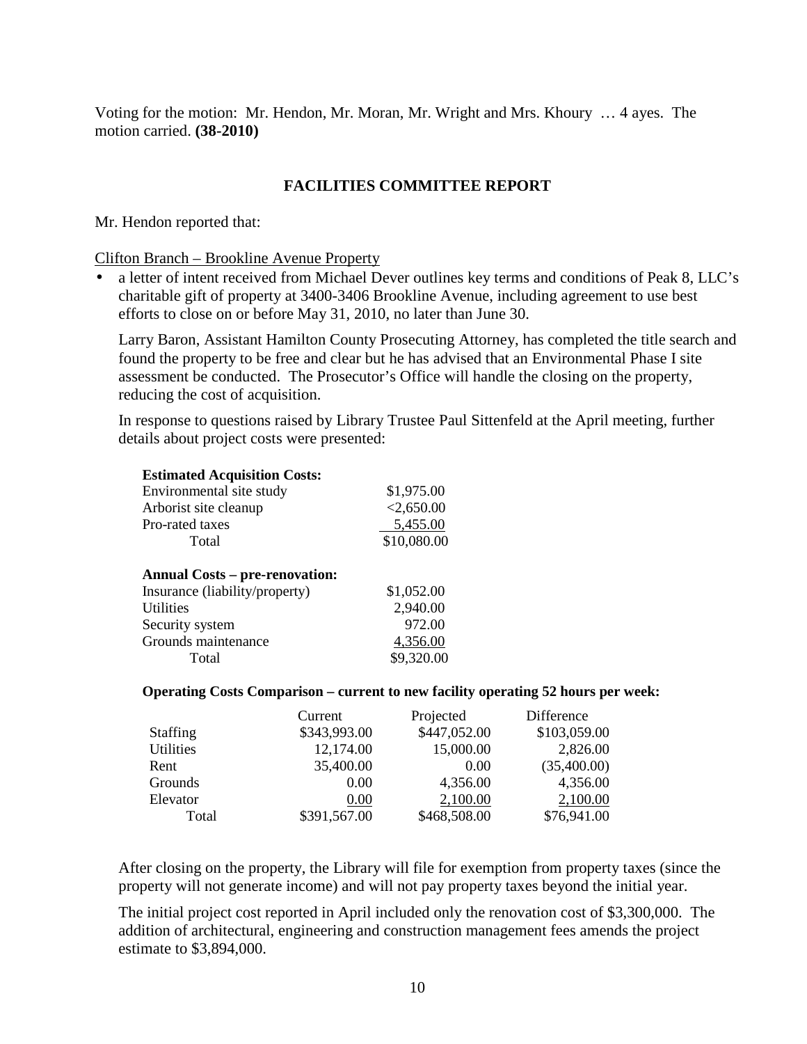Voting for the motion: Mr. Hendon, Mr. Moran, Mr. Wright and Mrs. Khoury … 4 ayes. The motion carried. **(38-2010)**

## FACILITIES COMMITTEE REPORT

Mr. Hendon reported that:

Clifton Branch – Brookline Avenue Property

- a letter of intent received from Michael Dever outlines key terms and conditions of Peak 8, LLC's charitable gift of property at 3400-3406 Brookline Avenue, including agreement to use best efforts to close on or before May 31, 2010, no later than June 30.

  Larry Baron, Assistant Hamilton County Prosecuting Attorney, has completed the title search and found the property to be free and clear but he has advised that an Environmental Phase I site assessment be conducted. The Prosecutor's Office will handle the closing on the property, reducing the cost of acquisition.

  In response to questions raised by Library Trustee Paul Sittenfeld at the April meeting, further details about project costs were presented:

| **Estimated Acquisition Costs:** | |
|---|---|
| Environmental site study | $1,975.00 |
| Arborist site cleanup | <2,650.00 |
| Pro-rated taxes | 5,455.00 |
| Total | $10,080.00 |

| **Annual Costs – pre-renovation:** | |
|---|---|
| Insurance (liability/property) | $1,052.00 |
| Utilities | 2,940.00 |
| Security system | 972.00 |
| Grounds maintenance | 4,356.00 |
| Total | $9,320.00 |

**Operating Costs Comparison – current to new facility operating 52 hours per week:**

| | Current | Projected | Difference |
|---|---|---|---|
| Staffing | $343,993.00 | $447,052.00 | $103,059.00 |
| Utilities | 12,174.00 | 15,000.00 | 2,826.00 |
| Rent | 35,400.00 | 0.00 | (35,400.00) |
| Grounds | 0.00 | 4,356.00 | 4,356.00 |
| Elevator | 0.00 | 2,100.00 | 2,100.00 |
| Total | $391,567.00 | $468,508.00 | $76,941.00 |

  After closing on the property, the Library will file for exemption from property taxes (since the property will not generate income) and will not pay property taxes beyond the initial year.

  The initial project cost reported in April included only the renovation cost of $3,300,000. The addition of architectural, engineering and construction management fees amends the project estimate to $3,894,000.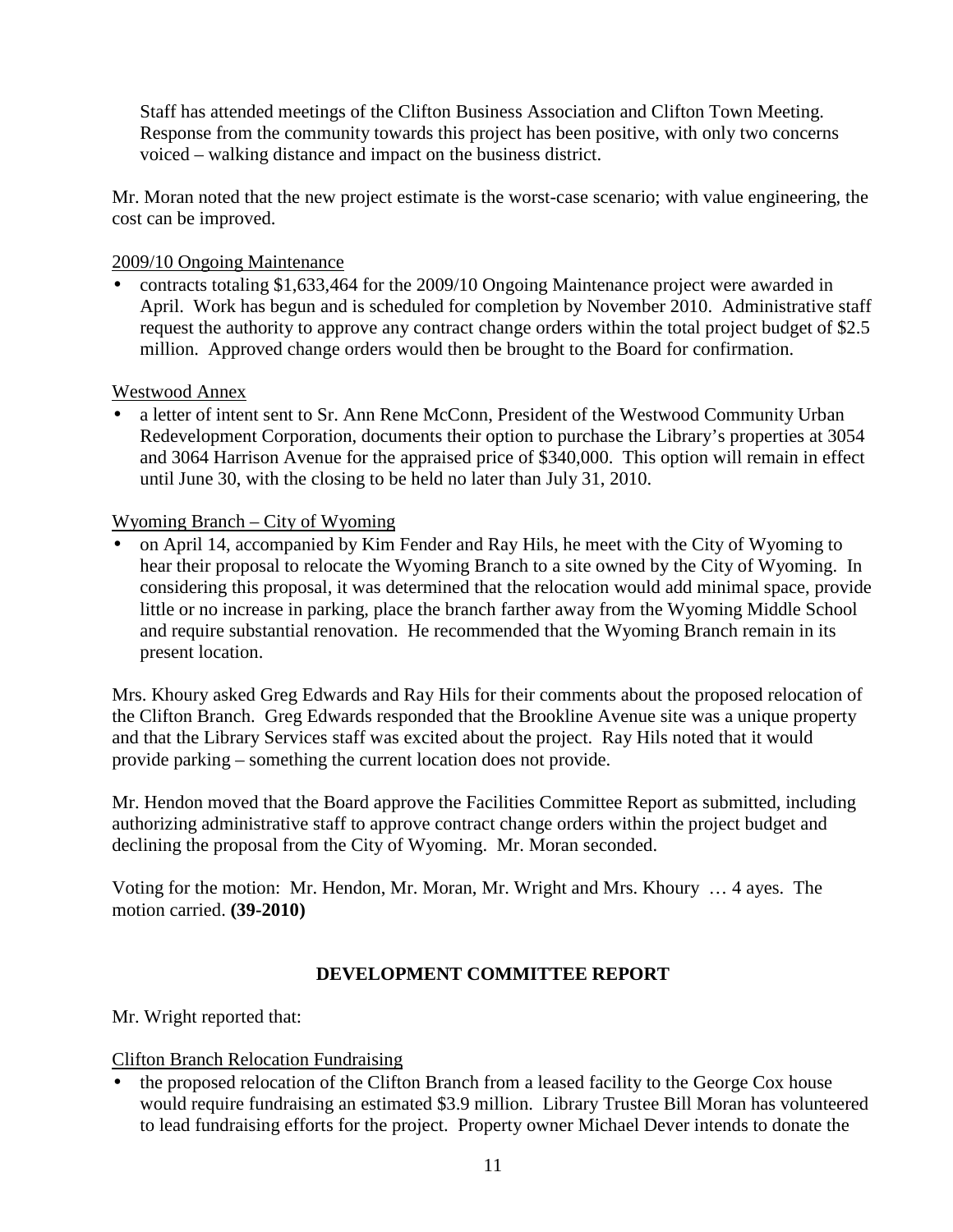Staff has attended meetings of the Clifton Business Association and Clifton Town Meeting. Response from the community towards this project has been positive, with only two concerns voiced – walking distance and impact on the business district.

Mr. Moran noted that the new project estimate is the worst-case scenario; with value engineering, the cost can be improved.

2009/10 Ongoing Maintenance

- contracts totaling $1,633,464 for the 2009/10 Ongoing Maintenance project were awarded in April. Work has begun and is scheduled for completion by November 2010. Administrative staff request the authority to approve any contract change orders within the total project budget of $2.5 million. Approved change orders would then be brought to the Board for confirmation.

Westwood Annex

- a letter of intent sent to Sr. Ann Rene McConn, President of the Westwood Community Urban Redevelopment Corporation, documents their option to purchase the Library's properties at 3054 and 3064 Harrison Avenue for the appraised price of $340,000. This option will remain in effect until June 30, with the closing to be held no later than July 31, 2010.

Wyoming Branch – City of Wyoming

- on April 14, accompanied by Kim Fender and Ray Hils, he meet with the City of Wyoming to hear their proposal to relocate the Wyoming Branch to a site owned by the City of Wyoming. In considering this proposal, it was determined that the relocation would add minimal space, provide little or no increase in parking, place the branch farther away from the Wyoming Middle School and require substantial renovation. He recommended that the Wyoming Branch remain in its present location.

Mrs. Khoury asked Greg Edwards and Ray Hils for their comments about the proposed relocation of the Clifton Branch. Greg Edwards responded that the Brookline Avenue site was a unique property and that the Library Services staff was excited about the project. Ray Hils noted that it would provide parking – something the current location does not provide.

Mr. Hendon moved that the Board approve the Facilities Committee Report as submitted, including authorizing administrative staff to approve contract change orders within the project budget and declining the proposal from the City of Wyoming. Mr. Moran seconded.

Voting for the motion: Mr. Hendon, Mr. Moran, Mr. Wright and Mrs. Khoury … 4 ayes. The motion carried. **(39-2010)**

## DEVELOPMENT COMMITTEE REPORT

Mr. Wright reported that:

Clifton Branch Relocation Fundraising

- the proposed relocation of the Clifton Branch from a leased facility to the George Cox house would require fundraising an estimated $3.9 million. Library Trustee Bill Moran has volunteered to lead fundraising efforts for the project. Property owner Michael Dever intends to donate the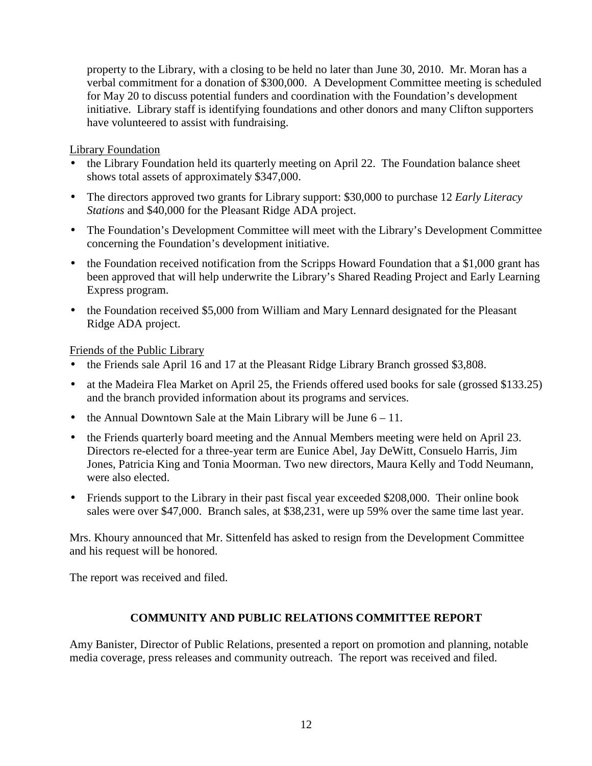property to the Library, with a closing to be held no later than June 30, 2010. Mr. Moran has a verbal commitment for a donation of $300,000. A Development Committee meeting is scheduled for May 20 to discuss potential funders and coordination with the Foundation's development initiative. Library staff is identifying foundations and other donors and many Clifton supporters have volunteered to assist with fundraising.

Library Foundation

- the Library Foundation held its quarterly meeting on April 22. The Foundation balance sheet shows total assets of approximately $347,000.
- The directors approved two grants for Library support: $30,000 to purchase 12 *Early Literacy Stations* and $40,000 for the Pleasant Ridge ADA project.
- The Foundation's Development Committee will meet with the Library's Development Committee concerning the Foundation's development initiative.
- the Foundation received notification from the Scripps Howard Foundation that a $1,000 grant has been approved that will help underwrite the Library's Shared Reading Project and Early Learning Express program.
- the Foundation received $5,000 from William and Mary Lennard designated for the Pleasant Ridge ADA project.

Friends of the Public Library

- the Friends sale April 16 and 17 at the Pleasant Ridge Library Branch grossed $3,808.
- at the Madeira Flea Market on April 25, the Friends offered used books for sale (grossed $133.25) and the branch provided information about its programs and services.
- the Annual Downtown Sale at the Main Library will be June 6 – 11.
- the Friends quarterly board meeting and the Annual Members meeting were held on April 23. Directors re-elected for a three-year term are Eunice Abel, Jay DeWitt, Consuelo Harris, Jim Jones, Patricia King and Tonia Moorman. Two new directors, Maura Kelly and Todd Neumann, were also elected.
- Friends support to the Library in their past fiscal year exceeded $208,000. Their online book sales were over $47,000. Branch sales, at $38,231, were up 59% over the same time last year.

Mrs. Khoury announced that Mr. Sittenfeld has asked to resign from the Development Committee and his request will be honored.

The report was received and filed.

## COMMUNITY AND PUBLIC RELATIONS COMMITTEE REPORT

Amy Banister, Director of Public Relations, presented a report on promotion and planning, notable media coverage, press releases and community outreach. The report was received and filed.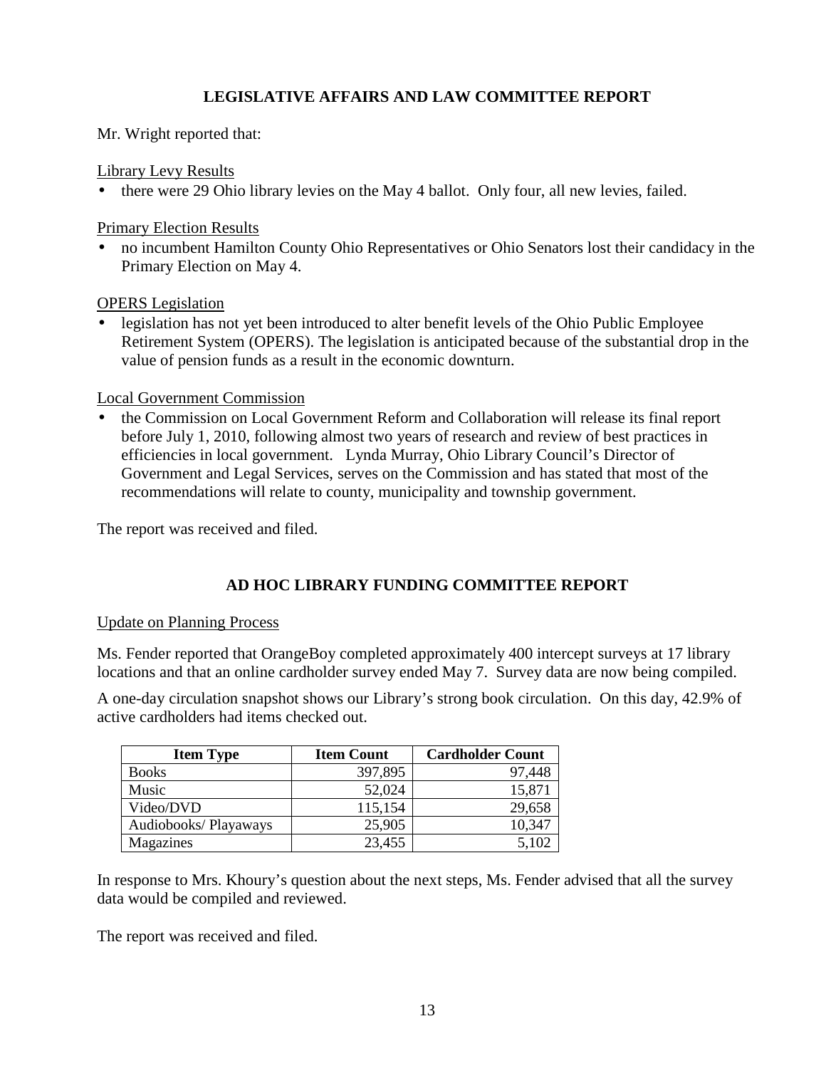## LEGISLATIVE AFFAIRS AND LAW COMMITTEE REPORT

Mr. Wright reported that:

<u>Library Levy Results</u>

- there were 29 Ohio library levies on the May 4 ballot. Only four, all new levies, failed.

<u>Primary Election Results</u>

- no incumbent Hamilton County Ohio Representatives or Ohio Senators lost their candidacy in the Primary Election on May 4.

<u>OPERS Legislation</u>

- legislation has not yet been introduced to alter benefit levels of the Ohio Public Employee Retirement System (OPERS). The legislation is anticipated because of the substantial drop in the value of pension funds as a result in the economic downturn.

<u>Local Government Commission</u>

- the Commission on Local Government Reform and Collaboration will release its final report before July 1, 2010, following almost two years of research and review of best practices in efficiencies in local government. Lynda Murray, Ohio Library Council's Director of Government and Legal Services, serves on the Commission and has stated that most of the recommendations will relate to county, municipality and township government.

The report was received and filed.

## AD HOC LIBRARY FUNDING COMMITTEE REPORT

<u>Update on Planning Process</u>

Ms. Fender reported that OrangeBoy completed approximately 400 intercept surveys at 17 library locations and that an online cardholder survey ended May 7. Survey data are now being compiled.

A one-day circulation snapshot shows our Library's strong book circulation. On this day, 42.9% of active cardholders had items checked out.

| Item Type | Item Count | Cardholder Count |
|---|---:|---:|
| Books | 397,895 | 97,448 |
| Music | 52,024 | 15,871 |
| Video/DVD | 115,154 | 29,658 |
| Audiobooks/ Playaways | 25,905 | 10,347 |
| Magazines | 23,455 | 5,102 |

In response to Mrs. Khoury's question about the next steps, Ms. Fender advised that all the survey data would be compiled and reviewed.

The report was received and filed.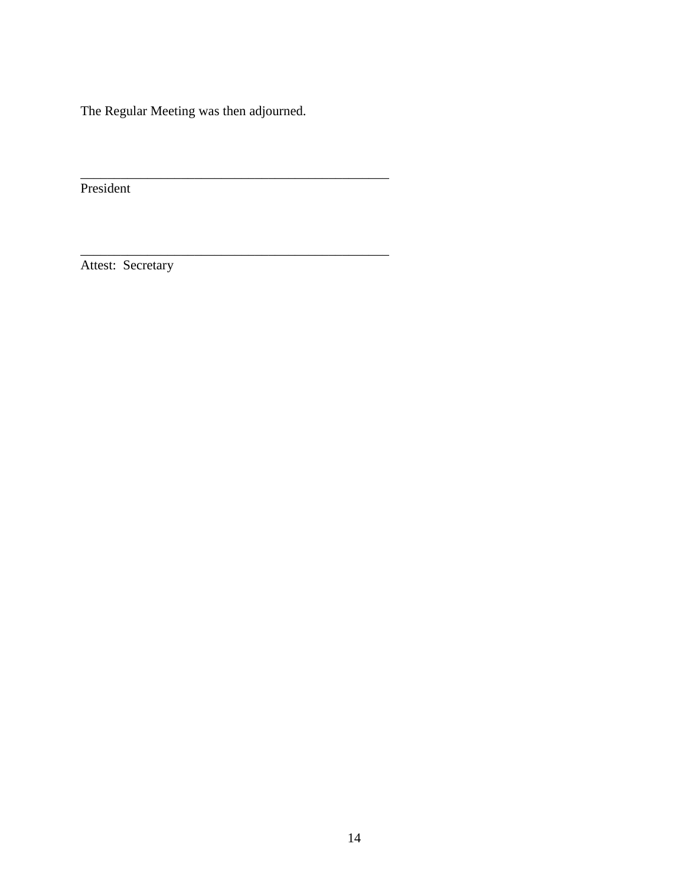The Regular Meeting was then adjourned.

_______________________________________________
President

_______________________________________________
Attest:  Secretary